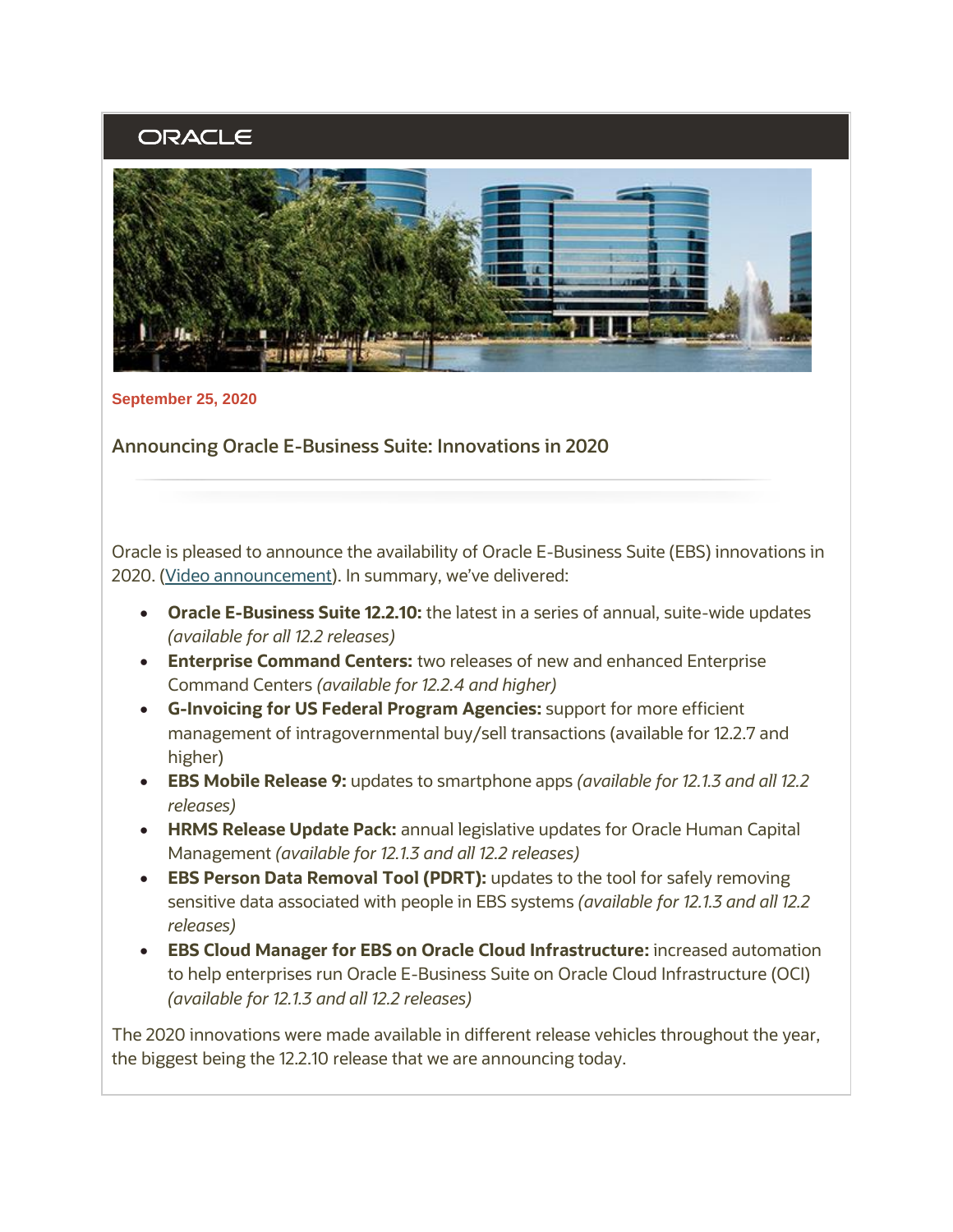ORACLE

**September 25, 2020**

## Announcing Oracle E-Business Suite: Innovations in 2020

Oracle is pleased to announce the availability of Oracle E-Business Suite (EBS) innovations in 2020. ([Video announcement]). In summary, we've delivered:

- **Oracle E-Business Suite 12.2.10:** the latest in a series of annual, suite-wide updates *(available for all 12.2 releases)*
- **Enterprise Command Centers:** two releases of new and enhanced Enterprise Command Centers *(available for 12.2.4 and higher)*
- **G-Invoicing for US Federal Program Agencies:** support for more efficient management of intragovernmental buy/sell transactions (available for 12.2.7 and higher)
- **EBS Mobile Release 9:** updates to smartphone apps *(available for 12.1.3 and all 12.2 releases)*
- **HRMS Release Update Pack:** annual legislative updates for Oracle Human Capital Management *(available for 12.1.3 and all 12.2 releases)*
- **EBS Person Data Removal Tool (PDRT):** updates to the tool for safely removing sensitive data associated with people in EBS systems *(available for 12.1.3 and all 12.2 releases)*
- **EBS Cloud Manager for EBS on Oracle Cloud Infrastructure:** increased automation to help enterprises run Oracle E-Business Suite on Oracle Cloud Infrastructure (OCI) *(available for 12.1.3 and all 12.2 releases)*

The 2020 innovations were made available in different release vehicles throughout the year, the biggest being the 12.2.10 release that we are announcing today.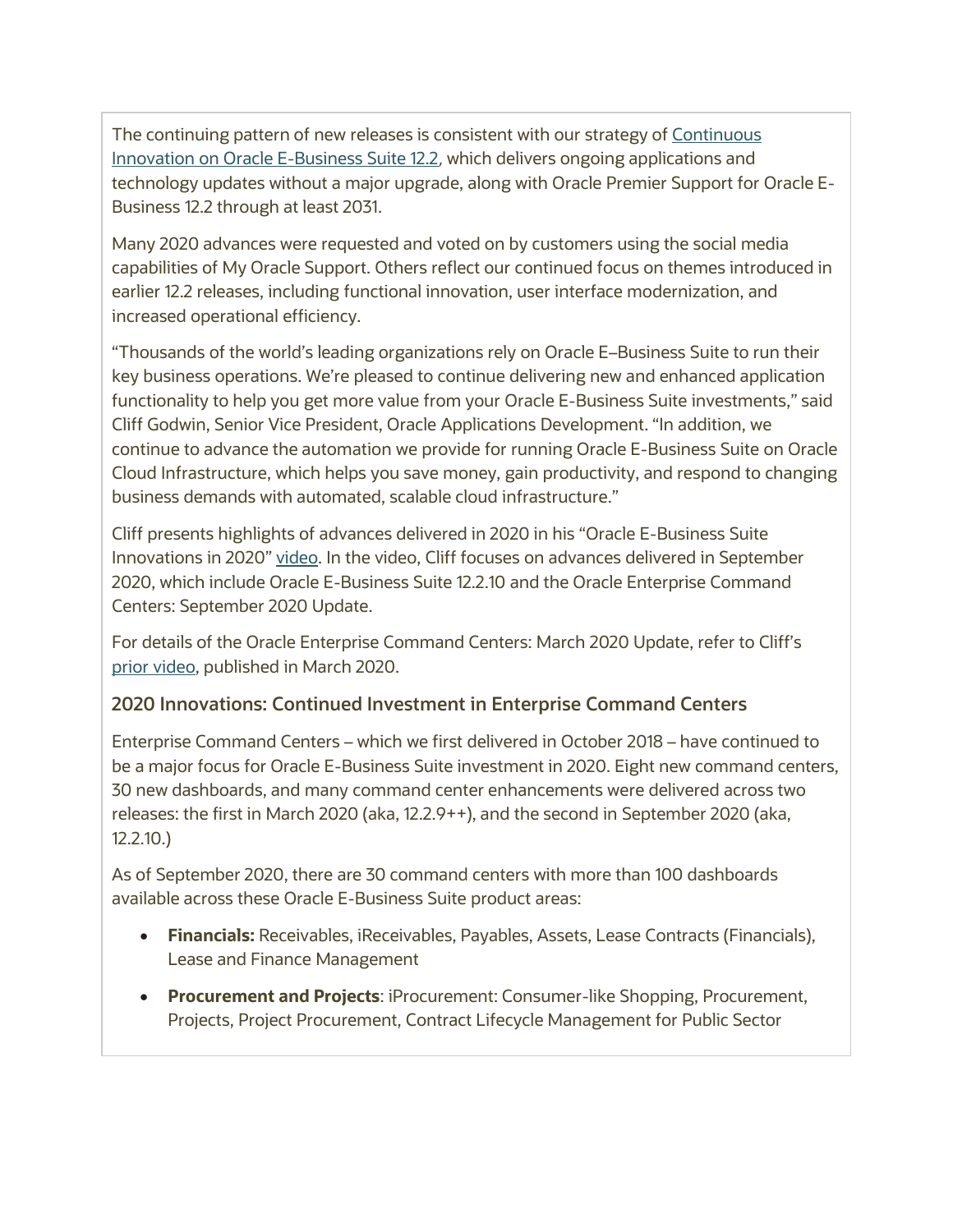The continuing pattern of new releases is consistent with our strategy of Continuous Innovation on Oracle E-Business Suite 12.2, which delivers ongoing applications and technology updates without a major upgrade, along with Oracle Premier Support for Oracle E-Business 12.2 through at least 2031.

Many 2020 advances were requested and voted on by customers using the social media capabilities of My Oracle Support. Others reflect our continued focus on themes introduced in earlier 12.2 releases, including functional innovation, user interface modernization, and increased operational efficiency.

"Thousands of the world's leading organizations rely on Oracle E–Business Suite to run their key business operations. We're pleased to continue delivering new and enhanced application functionality to help you get more value from your Oracle E-Business Suite investments," said Cliff Godwin, Senior Vice President, Oracle Applications Development. "In addition, we continue to advance the automation we provide for running Oracle E-Business Suite on Oracle Cloud Infrastructure, which helps you save money, gain productivity, and respond to changing business demands with automated, scalable cloud infrastructure."

Cliff presents highlights of advances delivered in 2020 in his "Oracle E-Business Suite Innovations in 2020" video. In the video, Cliff focuses on advances delivered in September 2020, which include Oracle E-Business Suite 12.2.10 and the Oracle Enterprise Command Centers: September 2020 Update.

For details of the Oracle Enterprise Command Centers: March 2020 Update, refer to Cliff's prior video, published in March 2020.

### 2020 Innovations: Continued Investment in Enterprise Command Centers

Enterprise Command Centers – which we first delivered in October 2018 – have continued to be a major focus for Oracle E-Business Suite investment in 2020. Eight new command centers, 30 new dashboards, and many command center enhancements were delivered across two releases: the first in March 2020 (aka, 12.2.9++), and the second in September 2020 (aka, 12.2.10.)

As of September 2020, there are 30 command centers with more than 100 dashboards available across these Oracle E-Business Suite product areas:

- **Financials:** Receivables, iReceivables, Payables, Assets, Lease Contracts (Financials), Lease and Finance Management
- **Procurement and Projects**: iProcurement: Consumer-like Shopping, Procurement, Projects, Project Procurement, Contract Lifecycle Management for Public Sector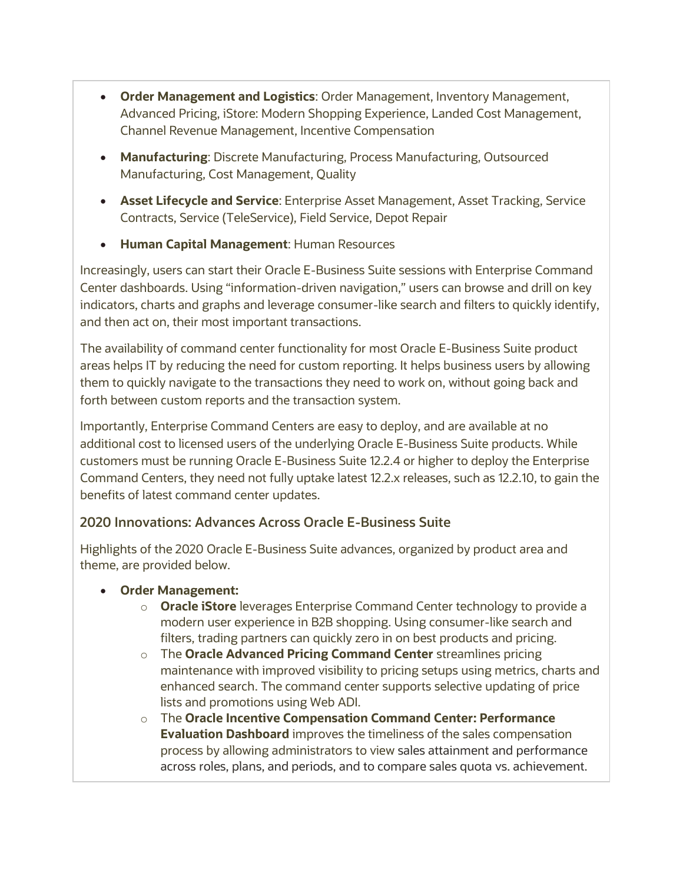- **Order Management and Logistics**: Order Management, Inventory Management, Advanced Pricing, iStore: Modern Shopping Experience, Landed Cost Management, Channel Revenue Management, Incentive Compensation
- **Manufacturing**: Discrete Manufacturing, Process Manufacturing, Outsourced Manufacturing, Cost Management, Quality
- **Asset Lifecycle and Service**: Enterprise Asset Management, Asset Tracking, Service Contracts, Service (TeleService), Field Service, Depot Repair
- **Human Capital Management**: Human Resources

Increasingly, users can start their Oracle E-Business Suite sessions with Enterprise Command Center dashboards. Using "information-driven navigation," users can browse and drill on key indicators, charts and graphs and leverage consumer-like search and filters to quickly identify, and then act on, their most important transactions.

The availability of command center functionality for most Oracle E-Business Suite product areas helps IT by reducing the need for custom reporting. It helps business users by allowing them to quickly navigate to the transactions they need to work on, without going back and forth between custom reports and the transaction system.

Importantly, Enterprise Command Centers are easy to deploy, and are available at no additional cost to licensed users of the underlying Oracle E-Business Suite products. While customers must be running Oracle E-Business Suite 12.2.4 or higher to deploy the Enterprise Command Centers, they need not fully uptake latest 12.2.x releases, such as 12.2.10, to gain the benefits of latest command center updates.

### 2020 Innovations: Advances Across Oracle E-Business Suite

Highlights of the 2020 Oracle E-Business Suite advances, organized by product area and theme, are provided below.

- **Order Management:**
  - **Oracle iStore** leverages Enterprise Command Center technology to provide a modern user experience in B2B shopping. Using consumer-like search and filters, trading partners can quickly zero in on best products and pricing.
  - The **Oracle Advanced Pricing Command Center** streamlines pricing maintenance with improved visibility to pricing setups using metrics, charts and enhanced search. The command center supports selective updating of price lists and promotions using Web ADI.
  - The **Oracle Incentive Compensation Command Center: Performance Evaluation Dashboard** improves the timeliness of the sales compensation process by allowing administrators to view sales attainment and performance across roles, plans, and periods, and to compare sales quota vs. achievement.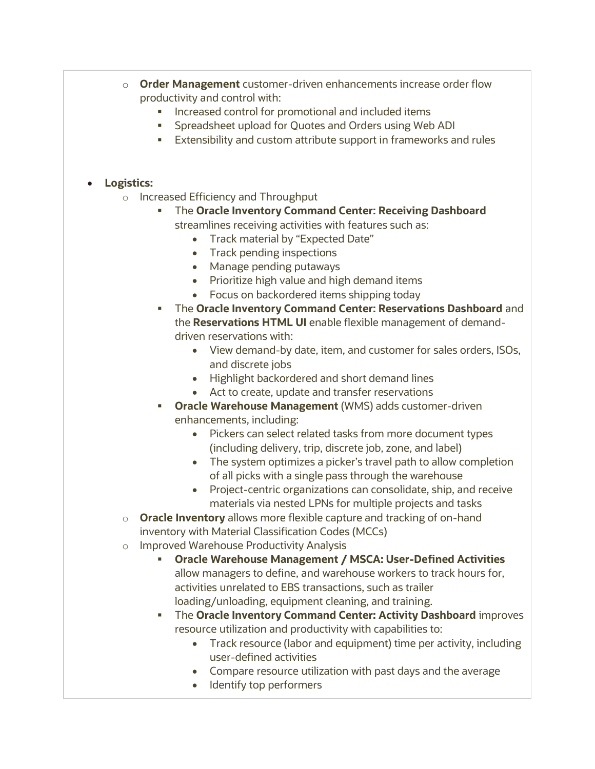- **Order Management** customer-driven enhancements increase order flow productivity and control with:
  - Increased control for promotional and included items
  - Spreadsheet upload for Quotes and Orders using Web ADI
  - Extensibility and custom attribute support in frameworks and rules

- **Logistics:**
  - Increased Efficiency and Throughput
    - The **Oracle Inventory Command Center: Receiving Dashboard** streamlines receiving activities with features such as:
      - Track material by "Expected Date"
      - Track pending inspections
      - Manage pending putaways
      - Prioritize high value and high demand items
      - Focus on backordered items shipping today
    - The **Oracle Inventory Command Center: Reservations Dashboard** and the **Reservations HTML UI** enable flexible management of demand-driven reservations with:
      - View demand-by date, item, and customer for sales orders, ISOs, and discrete jobs
      - Highlight backordered and short demand lines
      - Act to create, update and transfer reservations
    - **Oracle Warehouse Management** (WMS) adds customer-driven enhancements, including:
      - Pickers can select related tasks from more document types (including delivery, trip, discrete job, zone, and label)
      - The system optimizes a picker's travel path to allow completion of all picks with a single pass through the warehouse
      - Project-centric organizations can consolidate, ship, and receive materials via nested LPNs for multiple projects and tasks
  - **Oracle Inventory** allows more flexible capture and tracking of on-hand inventory with Material Classification Codes (MCCs)
  - Improved Warehouse Productivity Analysis
    - **Oracle Warehouse Management / MSCA: User-Defined Activities** allow managers to define, and warehouse workers to track hours for, activities unrelated to EBS transactions, such as trailer loading/unloading, equipment cleaning, and training.
    - The **Oracle Inventory Command Center: Activity Dashboard** improves resource utilization and productivity with capabilities to:
      - Track resource (labor and equipment) time per activity, including user-defined activities
      - Compare resource utilization with past days and the average
      - Identify top performers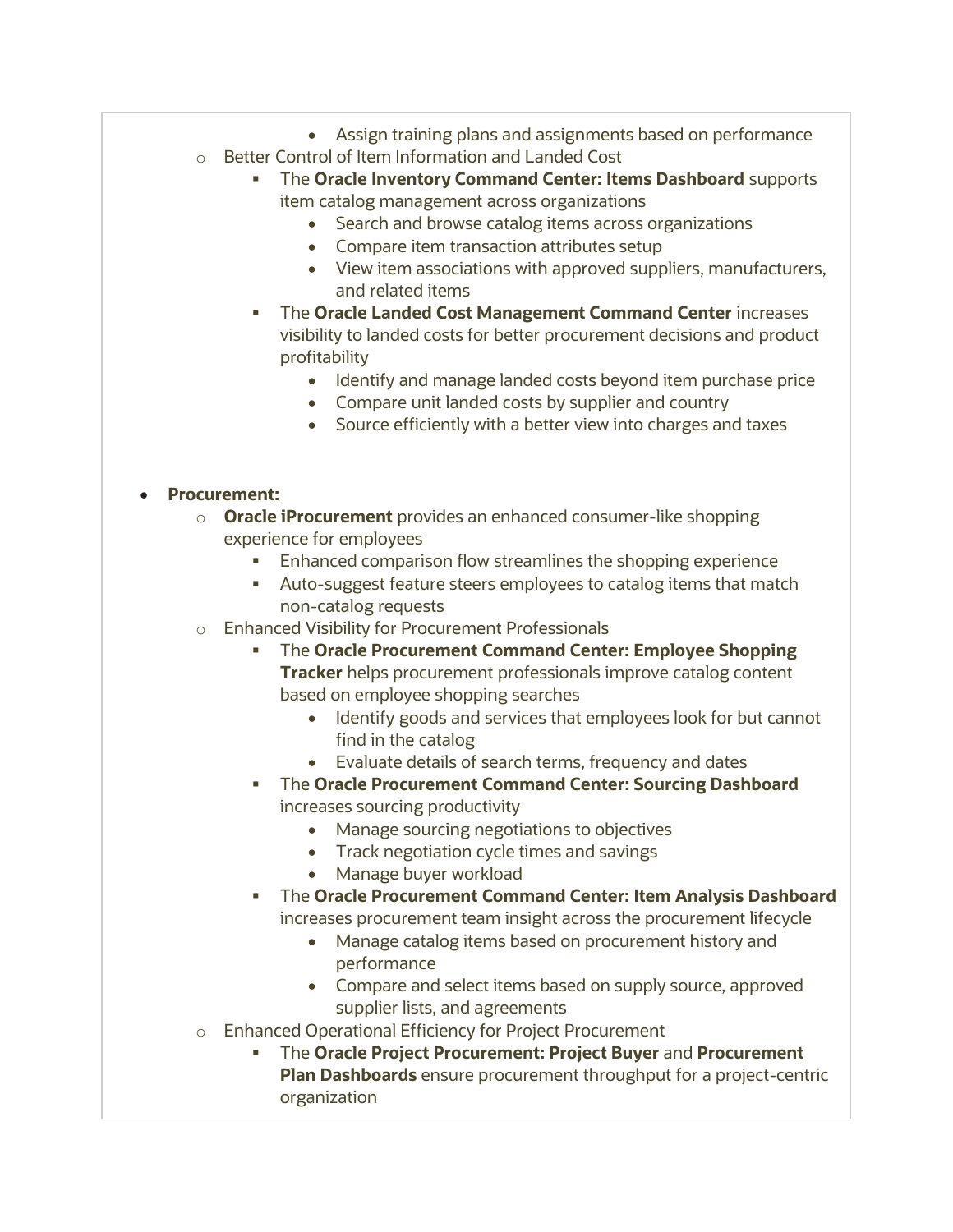- Assign training plans and assignments based on performance
    - Better Control of Item Information and Landed Cost
        - The **Oracle Inventory Command Center: Items Dashboard** supports item catalog management across organizations
            - Search and browse catalog items across organizations
            - Compare item transaction attributes setup
            - View item associations with approved suppliers, manufacturers, and related items
        - The **Oracle Landed Cost Management Command Center** increases visibility to landed costs for better procurement decisions and product profitability
            - Identify and manage landed costs beyond item purchase price
            - Compare unit landed costs by supplier and country
            - Source efficiently with a better view into charges and taxes

- **Procurement:**
    - **Oracle iProcurement** provides an enhanced consumer-like shopping experience for employees
        - Enhanced comparison flow streamlines the shopping experience
        - Auto-suggest feature steers employees to catalog items that match non-catalog requests
    - Enhanced Visibility for Procurement Professionals
        - The **Oracle Procurement Command Center: Employee Shopping Tracker** helps procurement professionals improve catalog content based on employee shopping searches
            - Identify goods and services that employees look for but cannot find in the catalog
            - Evaluate details of search terms, frequency and dates
        - The **Oracle Procurement Command Center: Sourcing Dashboard** increases sourcing productivity
            - Manage sourcing negotiations to objectives
            - Track negotiation cycle times and savings
            - Manage buyer workload
        - The **Oracle Procurement Command Center: Item Analysis Dashboard** increases procurement team insight across the procurement lifecycle
            - Manage catalog items based on procurement history and performance
            - Compare and select items based on supply source, approved supplier lists, and agreements
    - Enhanced Operational Efficiency for Project Procurement
        - The **Oracle Project Procurement: Project Buyer** and **Procurement Plan Dashboards** ensure procurement throughput for a project-centric organization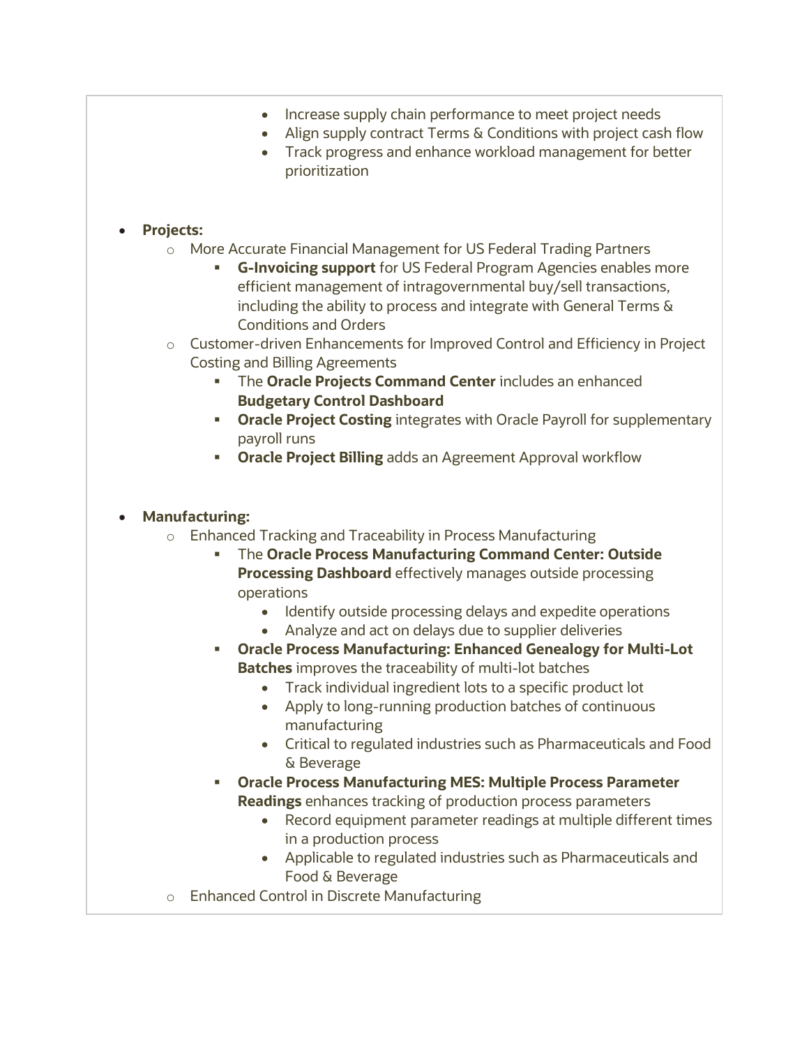- Increase supply chain performance to meet project needs
      - Align supply contract Terms & Conditions with project cash flow
      - Track progress and enhance workload management for better prioritization

- **Projects:**
  - More Accurate Financial Management for US Federal Trading Partners
    - **G-Invoicing support** for US Federal Program Agencies enables more efficient management of intragovernmental buy/sell transactions, including the ability to process and integrate with General Terms & Conditions and Orders
  - Customer-driven Enhancements for Improved Control and Efficiency in Project Costing and Billing Agreements
    - The **Oracle Projects Command Center** includes an enhanced **Budgetary Control Dashboard**
    - **Oracle Project Costing** integrates with Oracle Payroll for supplementary payroll runs
    - **Oracle Project Billing** adds an Agreement Approval workflow

- **Manufacturing:**
  - Enhanced Tracking and Traceability in Process Manufacturing
    - The **Oracle Process Manufacturing Command Center: Outside Processing Dashboard** effectively manages outside processing operations
      - Identify outside processing delays and expedite operations
      - Analyze and act on delays due to supplier deliveries
    - **Oracle Process Manufacturing: Enhanced Genealogy for Multi-Lot Batches** improves the traceability of multi-lot batches
      - Track individual ingredient lots to a specific product lot
      - Apply to long-running production batches of continuous manufacturing
      - Critical to regulated industries such as Pharmaceuticals and Food & Beverage
    - **Oracle Process Manufacturing MES: Multiple Process Parameter Readings** enhances tracking of production process parameters
      - Record equipment parameter readings at multiple different times in a production process
      - Applicable to regulated industries such as Pharmaceuticals and Food & Beverage
  - Enhanced Control in Discrete Manufacturing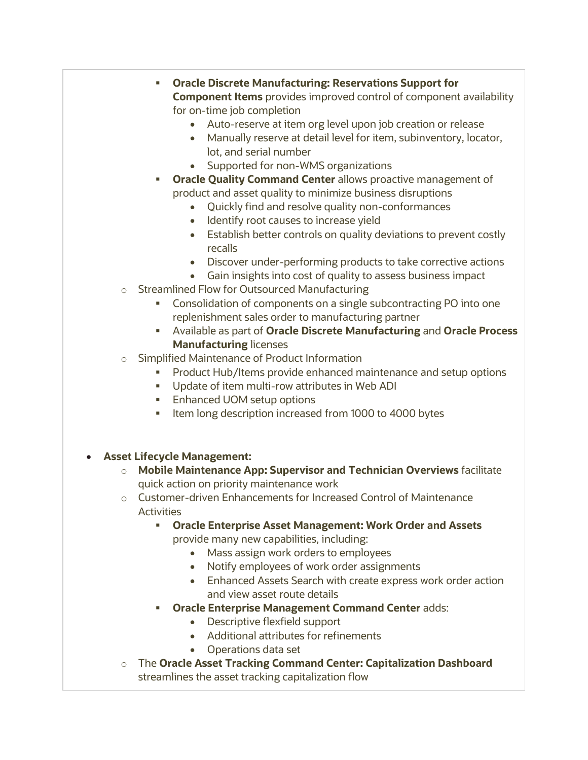- **Oracle Discrete Manufacturing: Reservations Support for Component Items** provides improved control of component availability for on-time job completion
                - Auto-reserve at item org level upon job creation or release
                - Manually reserve at detail level for item, subinventory, locator, lot, and serial number
                - Supported for non-WMS organizations
            - **Oracle Quality Command Center** allows proactive management of product and asset quality to minimize business disruptions
                - Quickly find and resolve quality non-conformances
                - Identify root causes to increase yield
                - Establish better controls on quality deviations to prevent costly recalls
                - Discover under-performing products to take corrective actions
                - Gain insights into cost of quality to assess business impact
        - Streamlined Flow for Outsourced Manufacturing
            - Consolidation of components on a single subcontracting PO into one replenishment sales order to manufacturing partner
            - Available as part of **Oracle Discrete Manufacturing** and **Oracle Process Manufacturing** licenses
        - Simplified Maintenance of Product Information
            - Product Hub/Items provide enhanced maintenance and setup options
            - Update of item multi-row attributes in Web ADI
            - Enhanced UOM setup options
            - Item long description increased from 1000 to 4000 bytes

- **Asset Lifecycle Management:**
    - **Mobile Maintenance App: Supervisor and Technician Overviews** facilitate quick action on priority maintenance work
    - Customer-driven Enhancements for Increased Control of Maintenance Activities
        - **Oracle Enterprise Asset Management: Work Order and Assets** provide many new capabilities, including:
            - Mass assign work orders to employees
            - Notify employees of work order assignments
            - Enhanced Assets Search with create express work order action and view asset route details
        - **Oracle Enterprise Management Command Center** adds:
            - Descriptive flexfield support
            - Additional attributes for refinements
            - Operations data set
    - The **Oracle Asset Tracking Command Center: Capitalization Dashboard** streamlines the asset tracking capitalization flow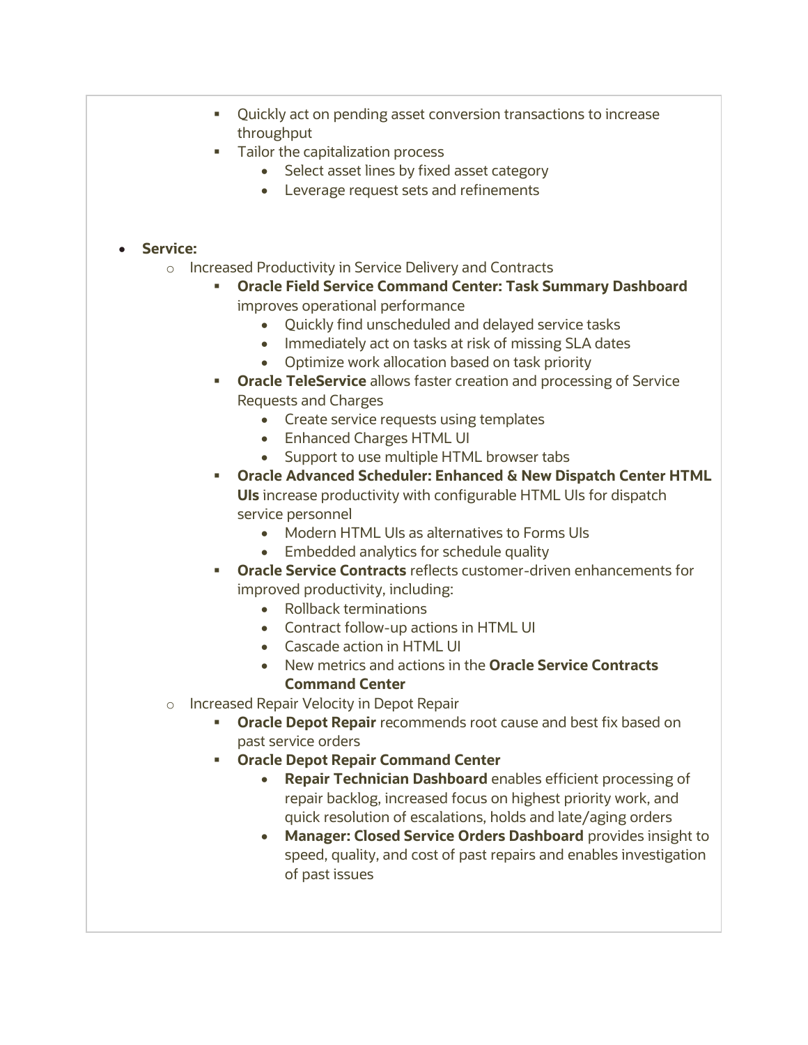- Quickly act on pending asset conversion transactions to increase throughput
      - Tailor the capitalization process
        - Select asset lines by fixed asset category
        - Leverage request sets and refinements

- **Service:**
  - Increased Productivity in Service Delivery and Contracts
    - **Oracle Field Service Command Center: Task Summary Dashboard** improves operational performance
      - Quickly find unscheduled and delayed service tasks
      - Immediately act on tasks at risk of missing SLA dates
      - Optimize work allocation based on task priority
    - **Oracle TeleService** allows faster creation and processing of Service Requests and Charges
      - Create service requests using templates
      - Enhanced Charges HTML UI
      - Support to use multiple HTML browser tabs
    - **Oracle Advanced Scheduler: Enhanced & New Dispatch Center HTML UIs** increase productivity with configurable HTML UIs for dispatch service personnel
      - Modern HTML UIs as alternatives to Forms UIs
      - Embedded analytics for schedule quality
    - **Oracle Service Contracts** reflects customer-driven enhancements for improved productivity, including:
      - Rollback terminations
      - Contract follow-up actions in HTML UI
      - Cascade action in HTML UI
      - New metrics and actions in the **Oracle Service Contracts Command Center**
  - Increased Repair Velocity in Depot Repair
    - **Oracle Depot Repair** recommends root cause and best fix based on past service orders
    - **Oracle Depot Repair Command Center**
      - **Repair Technician Dashboard** enables efficient processing of repair backlog, increased focus on highest priority work, and quick resolution of escalations, holds and late/aging orders
      - **Manager: Closed Service Orders Dashboard** provides insight to speed, quality, and cost of past repairs and enables investigation of past issues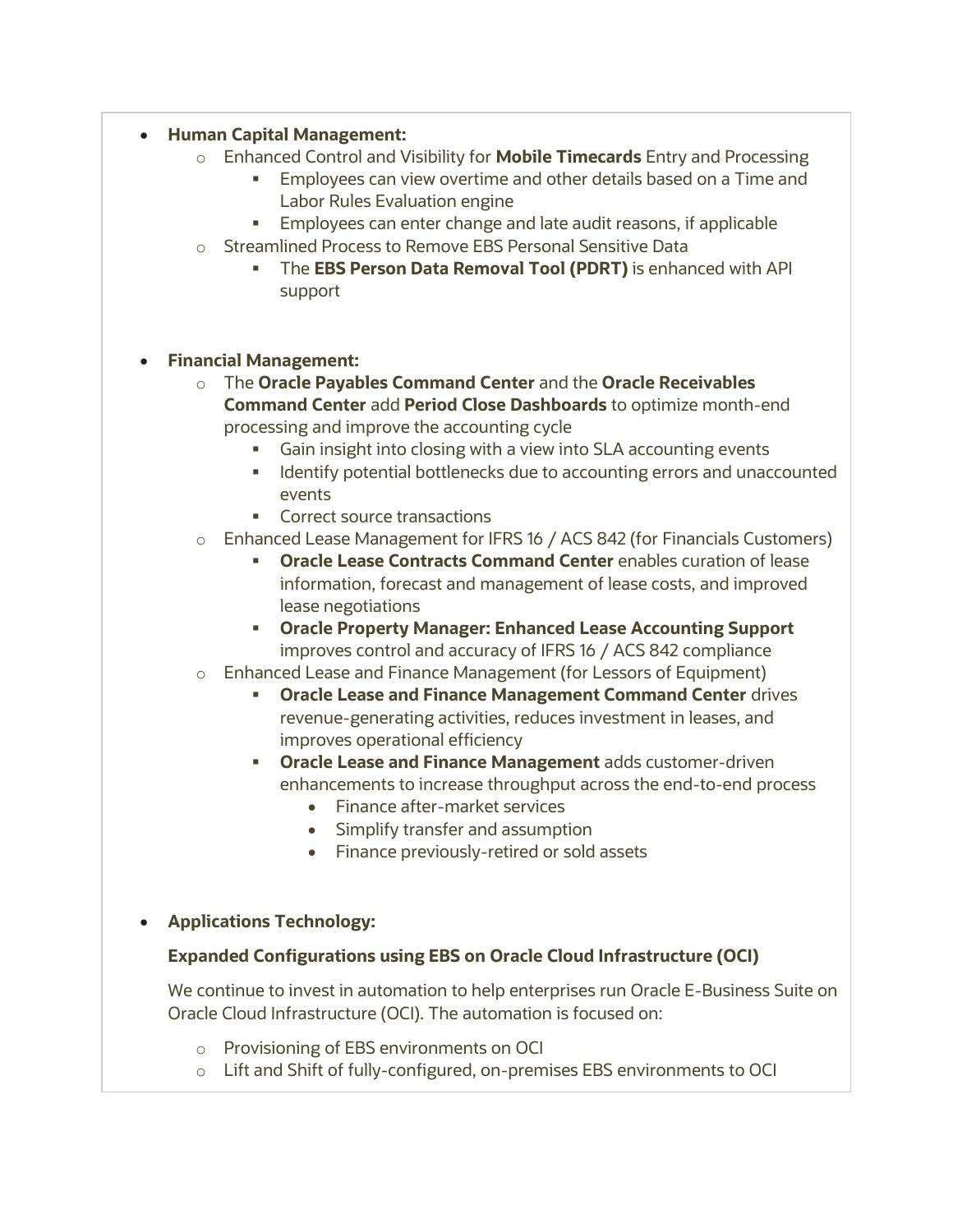- **Human Capital Management:**
    - Enhanced Control and Visibility for **Mobile Timecards** Entry and Processing
        - Employees can view overtime and other details based on a Time and Labor Rules Evaluation engine
        - Employees can enter change and late audit reasons, if applicable
    - Streamlined Process to Remove EBS Personal Sensitive Data
        - The **EBS Person Data Removal Tool (PDRT)** is enhanced with API support

- **Financial Management:**
    - The **Oracle Payables Command Center** and the **Oracle Receivables Command Center** add **Period Close Dashboards** to optimize month-end processing and improve the accounting cycle
        - Gain insight into closing with a view into SLA accounting events
        - Identify potential bottlenecks due to accounting errors and unaccounted events
        - Correct source transactions
    - Enhanced Lease Management for IFRS 16 / ACS 842 (for Financials Customers)
        - **Oracle Lease Contracts Command Center** enables curation of lease information, forecast and management of lease costs, and improved lease negotiations
        - **Oracle Property Manager: Enhanced Lease Accounting Support** improves control and accuracy of IFRS 16 / ACS 842 compliance
    - Enhanced Lease and Finance Management (for Lessors of Equipment)
        - **Oracle Lease and Finance Management Command Center** drives revenue-generating activities, reduces investment in leases, and improves operational efficiency
        - **Oracle Lease and Finance Management** adds customer-driven enhancements to increase throughput across the end-to-end process
            - Finance after-market services
            - Simplify transfer and assumption
            - Finance previously-retired or sold assets

- **Applications Technology:**

  **Expanded Configurations using EBS on Oracle Cloud Infrastructure (OCI)**

  We continue to invest in automation to help enterprises run Oracle E-Business Suite on Oracle Cloud Infrastructure (OCI). The automation is focused on:

    - Provisioning of EBS environments on OCI
    - Lift and Shift of fully-configured, on-premises EBS environments to OCI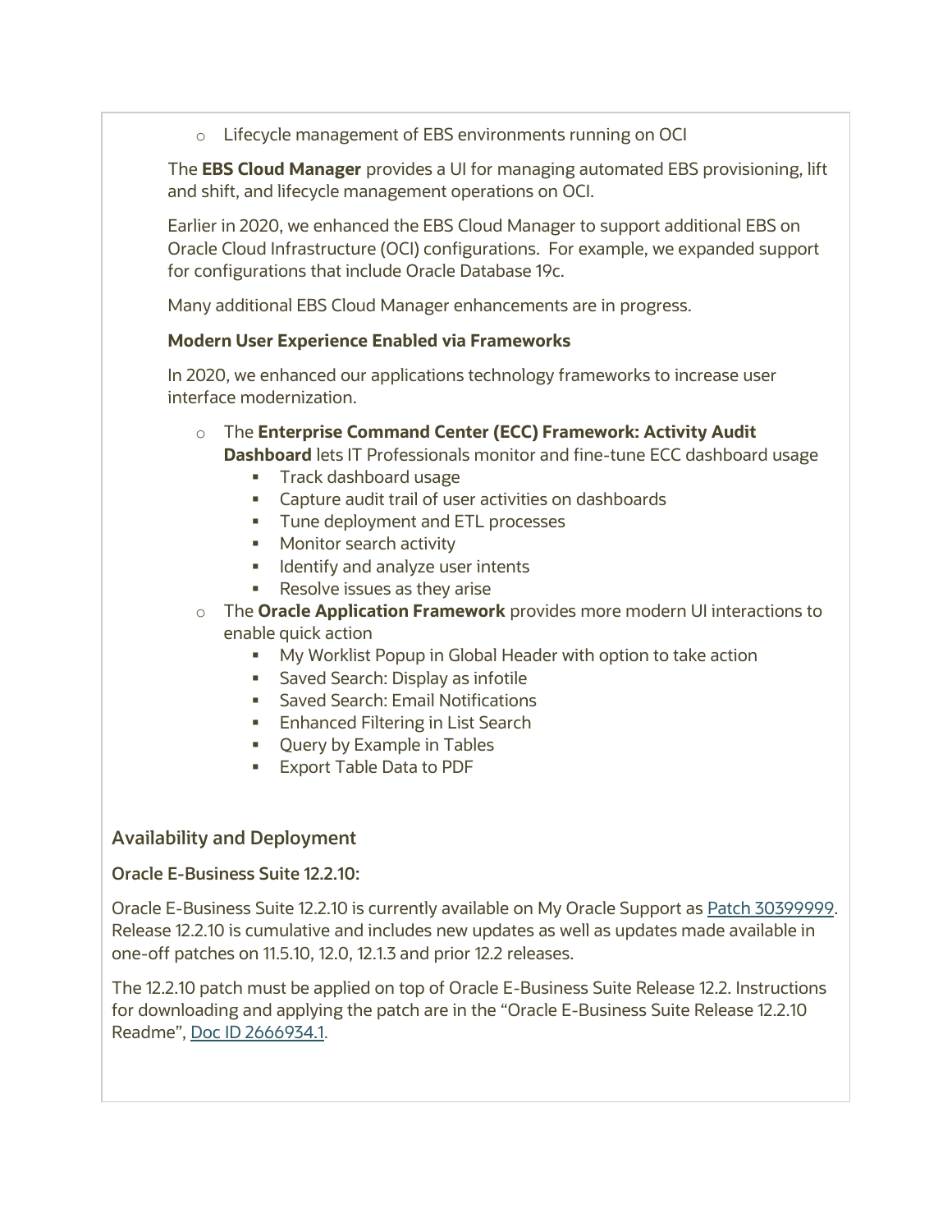- Lifecycle management of EBS environments running on OCI

The **EBS Cloud Manager** provides a UI for managing automated EBS provisioning, lift and shift, and lifecycle management operations on OCI.

Earlier in 2020, we enhanced the EBS Cloud Manager to support additional EBS on Oracle Cloud Infrastructure (OCI) configurations. For example, we expanded support for configurations that include Oracle Database 19c.

Many additional EBS Cloud Manager enhancements are in progress.

**Modern User Experience Enabled via Frameworks**

In 2020, we enhanced our applications technology frameworks to increase user interface modernization.

- The **Enterprise Command Center (ECC) Framework: Activity Audit Dashboard** lets IT Professionals monitor and fine-tune ECC dashboard usage
  - Track dashboard usage
  - Capture audit trail of user activities on dashboards
  - Tune deployment and ETL processes
  - Monitor search activity
  - Identify and analyze user intents
  - Resolve issues as they arise
- The **Oracle Application Framework** provides more modern UI interactions to enable quick action
  - My Worklist Popup in Global Header with option to take action
  - Saved Search: Display as infotile
  - Saved Search: Email Notifications
  - Enhanced Filtering in List Search
  - Query by Example in Tables
  - Export Table Data to PDF

## Availability and Deployment

**Oracle E-Business Suite 12.2.10:**

Oracle E-Business Suite 12.2.10 is currently available on My Oracle Support as Patch 30399999. Release 12.2.10 is cumulative and includes new updates as well as updates made available in one-off patches on 11.5.10, 12.0, 12.1.3 and prior 12.2 releases.

The 12.2.10 patch must be applied on top of Oracle E-Business Suite Release 12.2. Instructions for downloading and applying the patch are in the "Oracle E-Business Suite Release 12.2.10 Readme", Doc ID 2666934.1.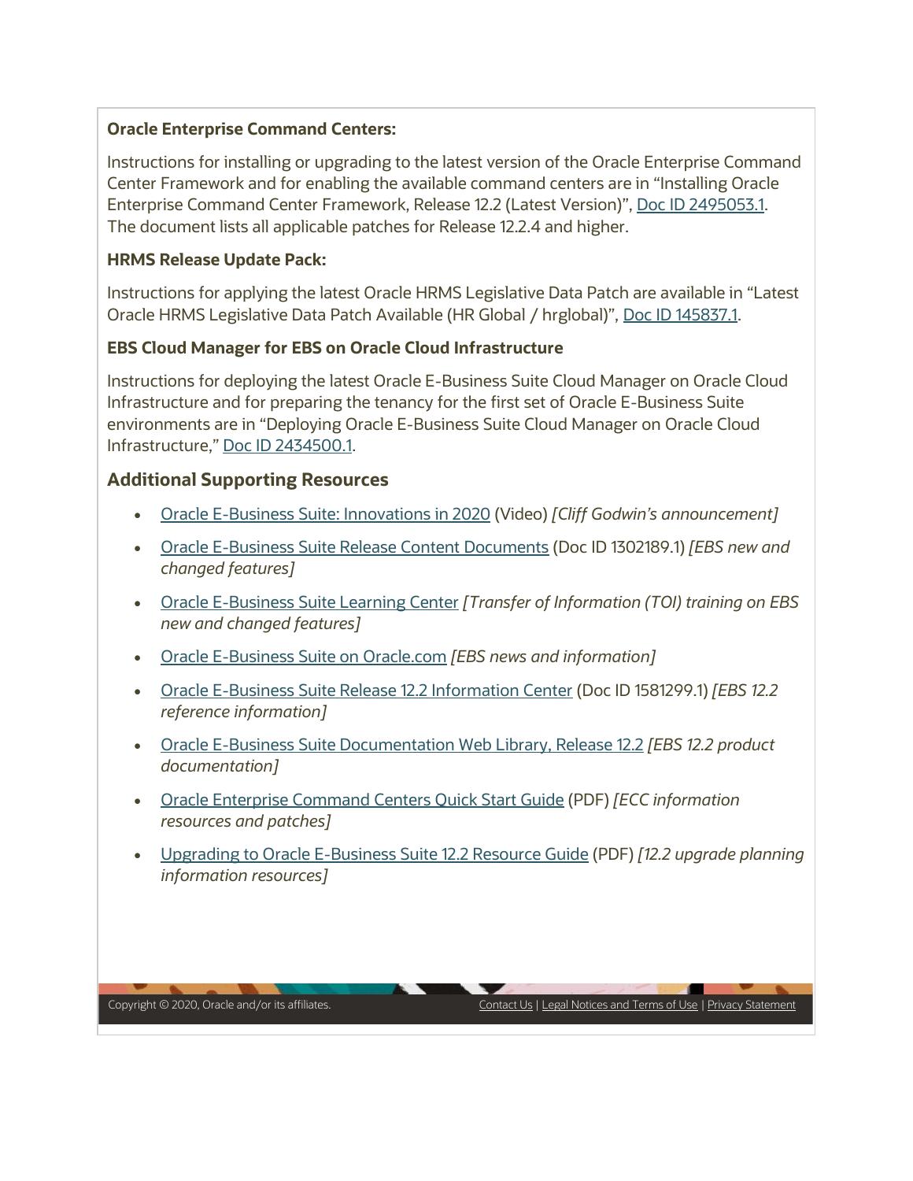**Oracle Enterprise Command Centers:**

Instructions for installing or upgrading to the latest version of the Oracle Enterprise Command Center Framework and for enabling the available command centers are in "Installing Oracle Enterprise Command Center Framework, Release 12.2 (Latest Version)", Doc ID 2495053.1. The document lists all applicable patches for Release 12.2.4 and higher.

**HRMS Release Update Pack:**

Instructions for applying the latest Oracle HRMS Legislative Data Patch are available in "Latest Oracle HRMS Legislative Data Patch Available (HR Global / hrglobal)", Doc ID 145837.1.

**EBS Cloud Manager for EBS on Oracle Cloud Infrastructure**

Instructions for deploying the latest Oracle E-Business Suite Cloud Manager on Oracle Cloud Infrastructure and for preparing the tenancy for the first set of Oracle E-Business Suite environments are in "Deploying Oracle E-Business Suite Cloud Manager on Oracle Cloud Infrastructure," Doc ID 2434500.1.

## Additional Supporting Resources

- Oracle E-Business Suite: Innovations in 2020 (Video) *[Cliff Godwin's announcement]*
- Oracle E-Business Suite Release Content Documents (Doc ID 1302189.1) *[EBS new and changed features]*
- Oracle E-Business Suite Learning Center *[Transfer of Information (TOI) training on EBS new and changed features]*
- Oracle E-Business Suite on Oracle.com *[EBS news and information]*
- Oracle E-Business Suite Release 12.2 Information Center (Doc ID 1581299.1) *[EBS 12.2 reference information]*
- Oracle E-Business Suite Documentation Web Library, Release 12.2 *[EBS 12.2 product documentation]*
- Oracle Enterprise Command Centers Quick Start Guide (PDF) *[ECC information resources and patches]*
- Upgrading to Oracle E-Business Suite 12.2 Resource Guide (PDF) *[12.2 upgrade planning information resources]*

Copyright © 2020, Oracle and/or its affiliates. Contact Us | Legal Notices and Terms of Use | Privacy Statement